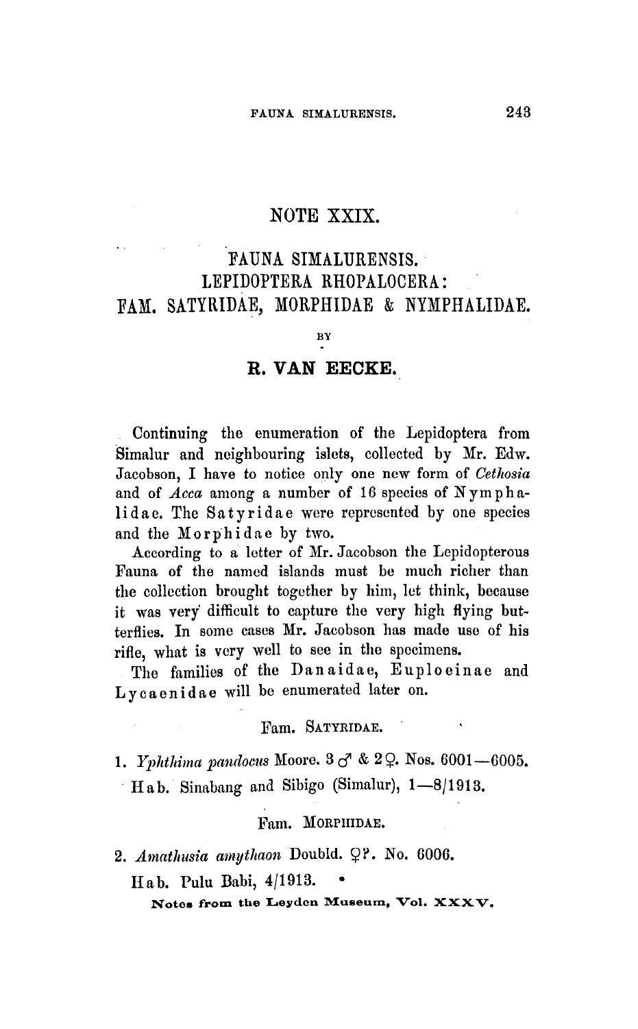# NOTE XXIX.

## FAUNA SIMALURENSIS.
## LEPIDOPTERA RHOPALOCERA:
## FAM. SATYRIDAE, MORPHIDAE & NYMPHALIDAE.

BY

**R. VAN EECKE.**

Continuing the enumeration of the Lepidoptera from Simalur and neighbouring islets, collected by Mr. Edw. Jacobson, I have to notice only one new form of *Cethosia* and of *Acca* among a number of 16 species of Nymphalidae. The Satyridae were represented by one species and the Morphidae by two.

According to a letter of Mr. Jacobson the Lepidopterous Fauna of the named islands must be much richer than the collection brought together by him, let think, because it was very difficult to capture the very high flying butterflies. In some cases Mr. Jacobson has made use of his rifle, what is very well to see in the specimens.

The families of the Danaidae, Euploeinae and Lycaenidae will be enumerated later on.

### Fam. SATYRIDAE.

1. *Yphthima pandocus* Moore. 3 ♂ & 2 ♀. Nos. 6001—6005.

Hab. Sinabang and Sibigo (Simalur), 1—8/1913.

### Fam. MORPHIDAE.

2. *Amathusia amythaon* Doubld. ♀? No. 6006.

Hab. Pulu Babi, 4/1913.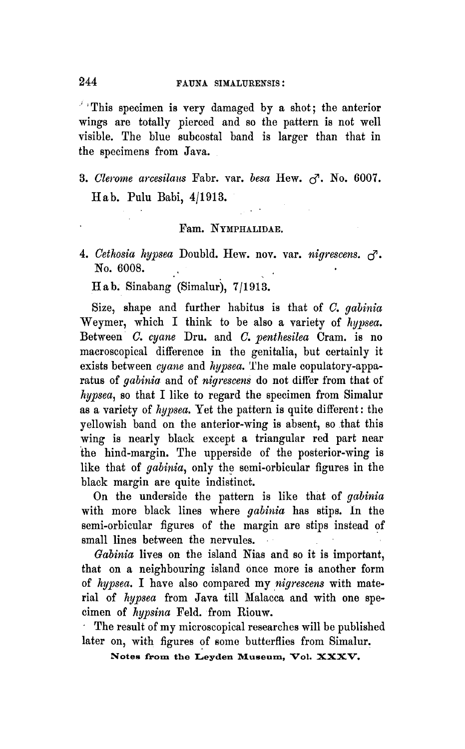This specimen is very damaged by a shot; the anterior wings are totally pierced and so the pattern is not well visible. The blue subcostal band is larger than that in the specimens from Java.

3. *Clerome arcesilaus* Fabr. var. *besa* Hew. ♂. No. 6007.

   Hab. Pulu Babi, 4/1913.

## Fam. NYMPHALIDAE.

4. *Cethosia hypsea* Doubld. Hew. nov. var. *nigrescens*. ♂. No. 6008.

   Hab. Sinabang (Simalur), 7/1913.

Size, shape and further habitus is that of *C. gabinia* Weymer, which I think to be also a variety of *hypsea*. Between *C. cyane* Dru. and *C. penthesilea* Cram. is no macroscopical difference in the genitalia, but certainly it exists between *cyane* and *hypsea*. The male copulatory-apparatus of *gabinia* and of *nigrescens* do not differ from that of *hypsea*, so that I like to regard the specimen from Simalur as a variety of *hypsea*. Yet the pattern is quite different: the yellowish band on the anterior-wing is absent, so that this wing is nearly black except a triangular red part near the hind-margin. The upperside of the posterior-wing is like that of *gabinia*, only the semi-orbicular figures in the black margin are quite indistinct.

On the underside the pattern is like that of *gabinia* with more black lines where *gabinia* has stips. In the semi-orbicular figures of the margin are stips instead of small lines between the nervules.

*Gabinia* lives on the island Nias and so it is important, that on a neighbouring island once more is another form of *hypsea*. I have also compared my *nigrescens* with material of *hypsea* from Java till Malacca and with one specimen of *hypsina* Feld. from Riouw.

The result of my microscopical researches will be published later on, with figures of some butterflies from Simalur.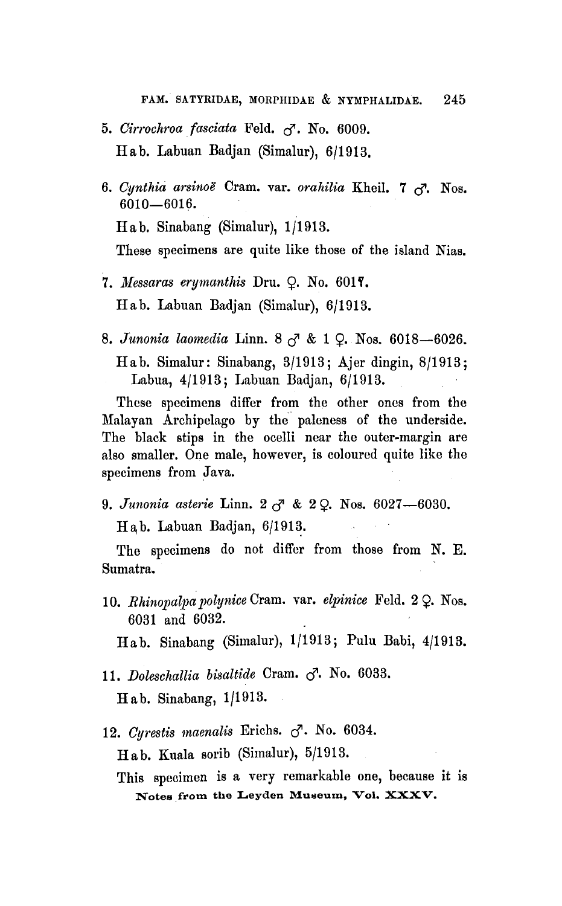5. *Cirrochroa fasciata* Feld. ♂. No. 6009.

   Hab. Labuan Badjan (Simalur), 6/1913.

6. *Cynthia arsinoë* Cram. var. *orahilia* Kheil. 7 ♂. Nos. 6010—6016.

   Hab. Sinabang (Simalur), 1/1913.

   These specimens are quite like those of the island Nias.

7. *Messaras erymanthis* Dru. ♀. No. 6017.

   Hab. Labuan Badjan (Simalur), 6/1913.

8. *Junonia laomedia* Linn. 8 ♂ & 1 ♀. Nos. 6018—6026.

   Hab. Simalur: Sinabang, 3/1913; Ajer dingin, 8/1913; Labua, 4/1913; Labuan Badjan, 6/1913.

   These specimens differ from the other ones from the Malayan Archipelago by the paleness of the underside. The black stips in the ocelli near the outer-margin are also smaller. One male, however, is coloured quite like the specimens from Java.

9. *Junonia asterie* Linn. 2 ♂ & 2 ♀. Nos. 6027—6030.

   Hab. Labuan Badjan, 6/1913.

   The specimens do not differ from those from N. E. Sumatra.

10. *Rhinopalpa polynice* Cram. var. *elpinice* Feld. 2 ♀. Nos. 6031 and 6032.

    Hab. Sinabang (Simalur), 1/1913; Pulu Babi, 4/1913.

11. *Doleschallia bisaltide* Cram. ♂. No. 6033.

    Hab. Sinabang, 1/1913.

12. *Cyrestis maenalis* Erichs. ♂. No. 6034.

    Hab. Kuala sorib (Simalur), 5/1913.

    This specimen is a very remarkable one, because it is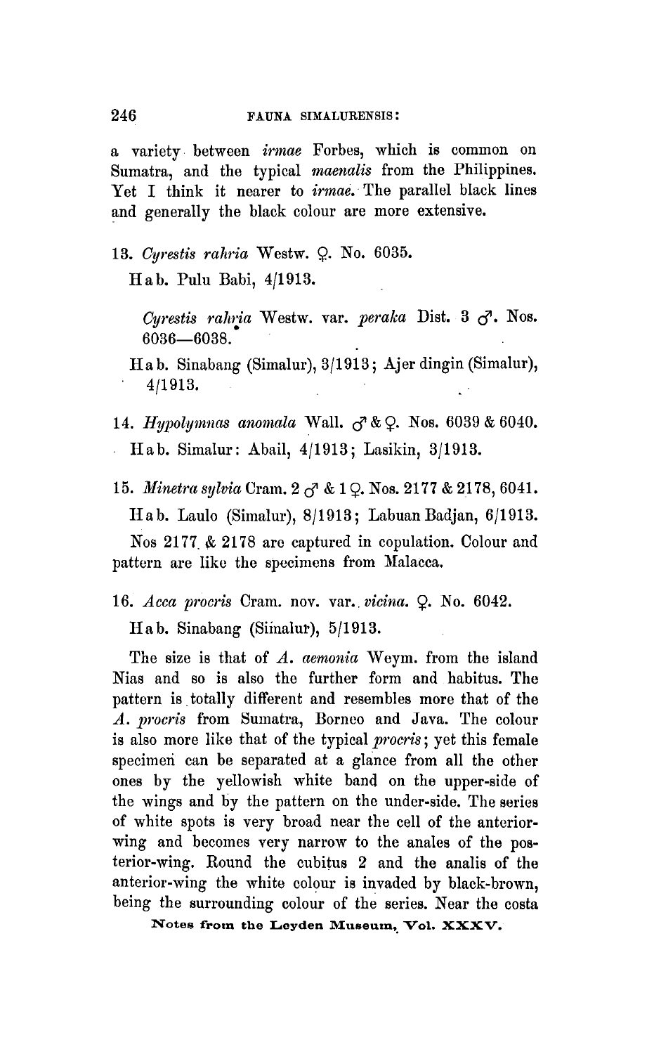a variety between *irmae* Forbes, which is common on Sumatra, and the typical *maenalis* from the Philippines. Yet I think it nearer to *irmae*. The parallel black lines and generally the black colour are more extensive.

13. *Cyrestis rahria* Westw. ♀. No. 6035.

Hab. Pulu Babi, 4/1913.

*Cyrestis rahria* Westw. var. *peraka* Dist. 3 ♂. Nos. 6036—6038.

Hab. Sinabang (Simalur), 3/1913; Ajer dingin (Simalur), 4/1913.

14. *Hypolymnas anomala* Wall. ♂ & ♀. Nos. 6039 & 6040.

Hab. Simalur: Abail, 4/1913; Lasikin, 3/1913.

15. *Minetra sylvia* Cram. 2 ♂ & 1 ♀. Nos. 2177 & 2178, 6041.

Hab. Laulo (Simalur), 8/1913; Labuan Badjan, 6/1913.

Nos 2177 & 2178 are captured in copulation. Colour and pattern are like the specimens from Malacca.

16. *Acca procris* Cram. nov. var. *vicina*. ♀. No. 6042.

Hab. Sinabang (Simalur), 5/1913.

The size is that of *A. aemonia* Weym. from the island Nias and so is also the further form and habitus. The pattern is totally different and resembles more that of the *A. procris* from Sumatra, Borneo and Java. The colour is also more like that of the typical *procris*; yet this female specimen can be separated at a glance from all the other ones by the yellowish white band on the upper-side of the wings and by the pattern on the under-side. The series of white spots is very broad near the cell of the anterior-wing and becomes very narrow to the anales of the posterior-wing. Round the cubitus 2 and the analis of the anterior-wing the white colour is invaded by black-brown, being the surrounding colour of the series. Near the costa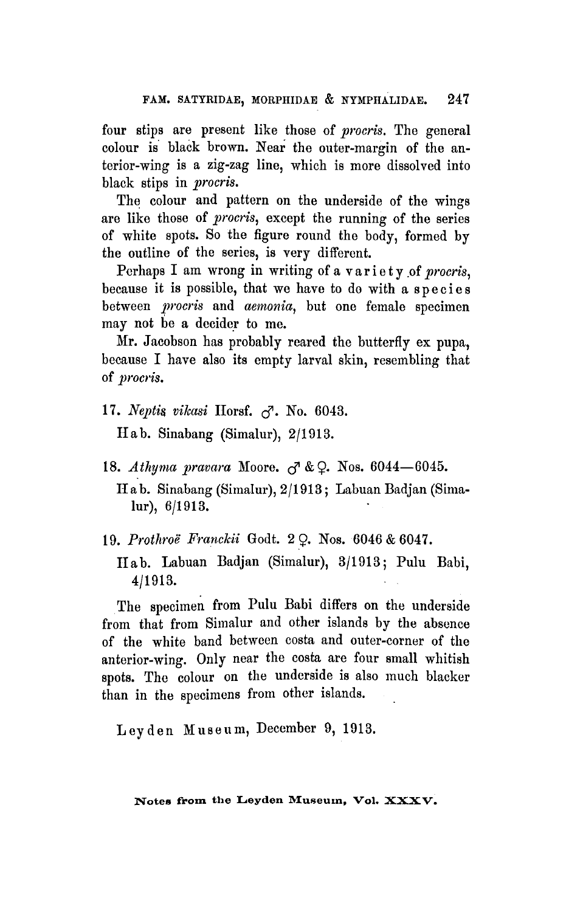four stips are present like those of *procris*. The general colour is black brown. Near the outer-margin of the anterior-wing is a zig-zag line, which is more dissolved into black stips in *procris*.

The colour and pattern on the underside of the wings are like those of *procris*, except the running of the series of white spots. So the figure round the body, formed by the outline of the series, is very different.

Perhaps I am wrong in writing of a v a r i e t y of *procris*, because it is possible, that we have to do with a s p e c i e s between *procris* and *aemonia*, but one female specimen may not be a decider to me.

Mr. Jacobson has probably reared the butterfly ex pupa, because I have also its empty larval skin, resembling that of *procris*.

17. *Neptis vikasi* Horsf. ♂. No. 6043.

Hab. Sinabang (Simalur), 2/1913.

18. *Athyma pravara* Moore. ♂ & ♀. Nos. 6044—6045.

Hab. Sinabang (Simalur), 2/1913; Labuan Badjan (Simalur), 6/1913.

19. *Prothroë Franckii* Godt. 2 ♀. Nos. 6046 & 6047.

Hab. Labuan Badjan (Simalur), 3/1913; Pulu Babi, 4/1913.

The specimen from Pulu Babi differs on the underside from that from Simalur and other islands by the absence of the white band between costa and outer-corner of the anterior-wing. Only near the costa are four small whitish spots. The colour on the underside is also much blacker than in the specimens from other islands.

L e y d e n M u s e u m, December 9, 1913.